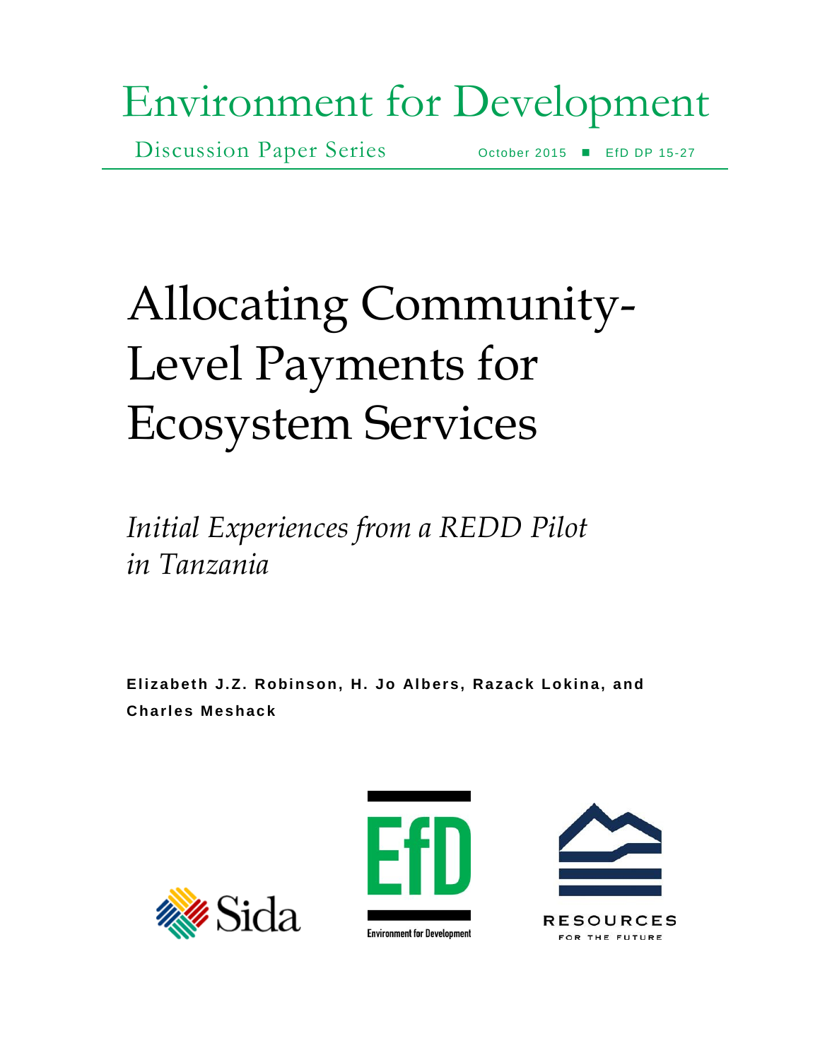Environment for Development

Discussion Paper Series

October 2015 ■ EfD DP 15-27

# Allocating Community-Level Payments for Ecosystem Services

*Initial Experiences from a REDD Pilot in Tanzania*

**Elizabeth J.Z. Robinson, H. Jo Albers, Razack Lokina, and Charles Meshack**

Sida

EfD Environment for Development

RESOURCES FOR THE FUTURE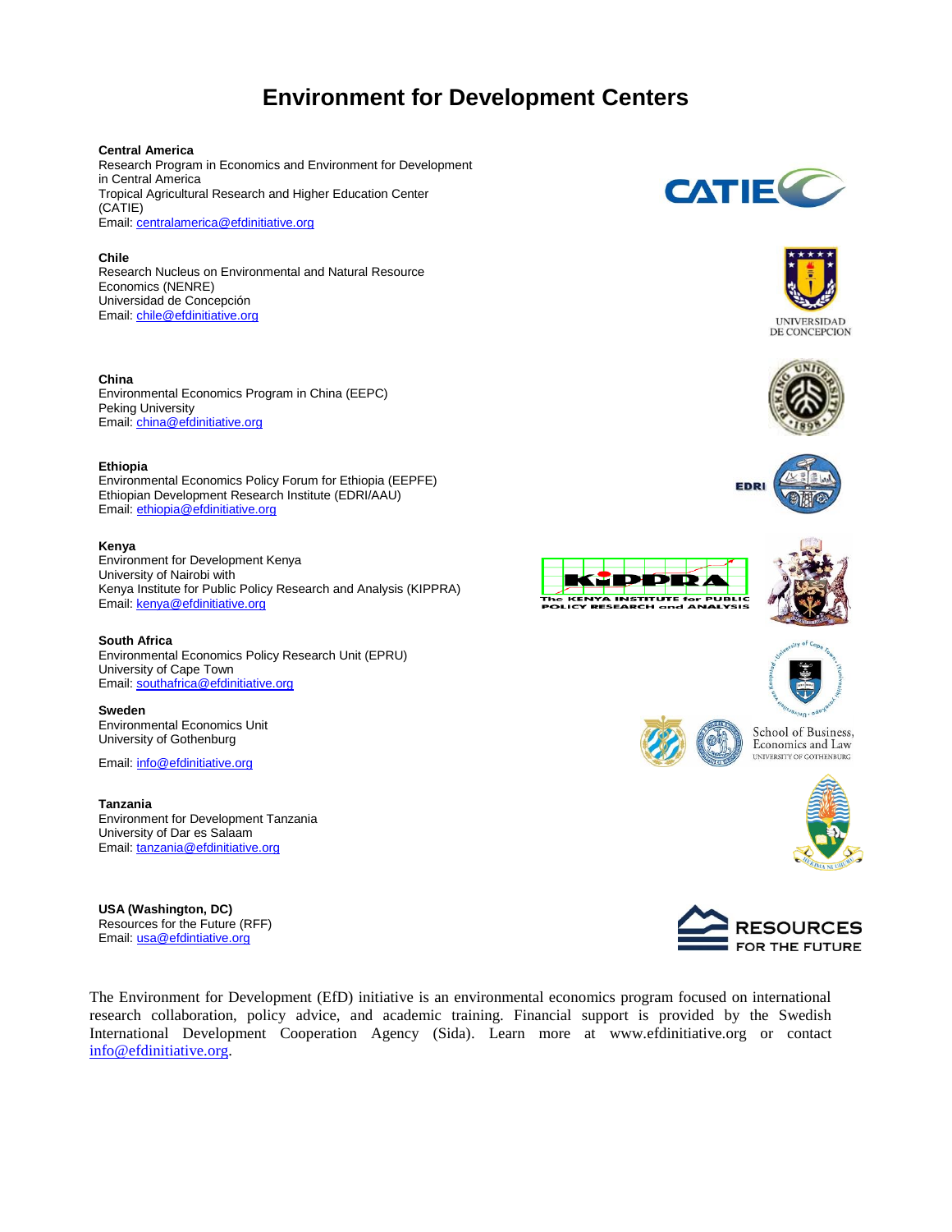# Environment for Development Centers

**Central America**
Research Program in Economics and Environment for Development in Central America
Tropical Agricultural Research and Higher Education Center (CATIE)
Email: centralamerica@efdinitiative.org

**Chile**
Research Nucleus on Environmental and Natural Resource Economics (NENRE)
Universidad de Concepción
Email: chile@efdinitiative.org

**China**
Environmental Economics Program in China (EEPC)
Peking University
Email: china@efdinitiative.org

**Ethiopia**
Environmental Economics Policy Forum for Ethiopia (EEPFE)
Ethiopian Development Research Institute (EDRI/AAU)
Email: ethiopia@efdinitiative.org

**Kenya**
Environment for Development Kenya
University of Nairobi with
Kenya Institute for Public Policy Research and Analysis (KIPPRA)
Email: kenya@efdinitiative.org

**South Africa**
Environmental Economics Policy Research Unit (EPRU)
University of Cape Town
Email: southafrica@efdinitiative.org

**Sweden**
Environmental Economics Unit
University of Gothenburg

Email: info@efdinitiative.org

**Tanzania**
Environment for Development Tanzania
University of Dar es Salaam
Email: tanzania@efdinitiative.org

**USA (Washington, DC)**
Resources for the Future (RFF)
Email: usa@efdintiative.org

The Environment for Development (EfD) initiative is an environmental economics program focused on international research collaboration, policy advice, and academic training. Financial support is provided by the Swedish International Development Cooperation Agency (Sida). Learn more at www.efdinitiative.org or contact info@efdinitiative.org.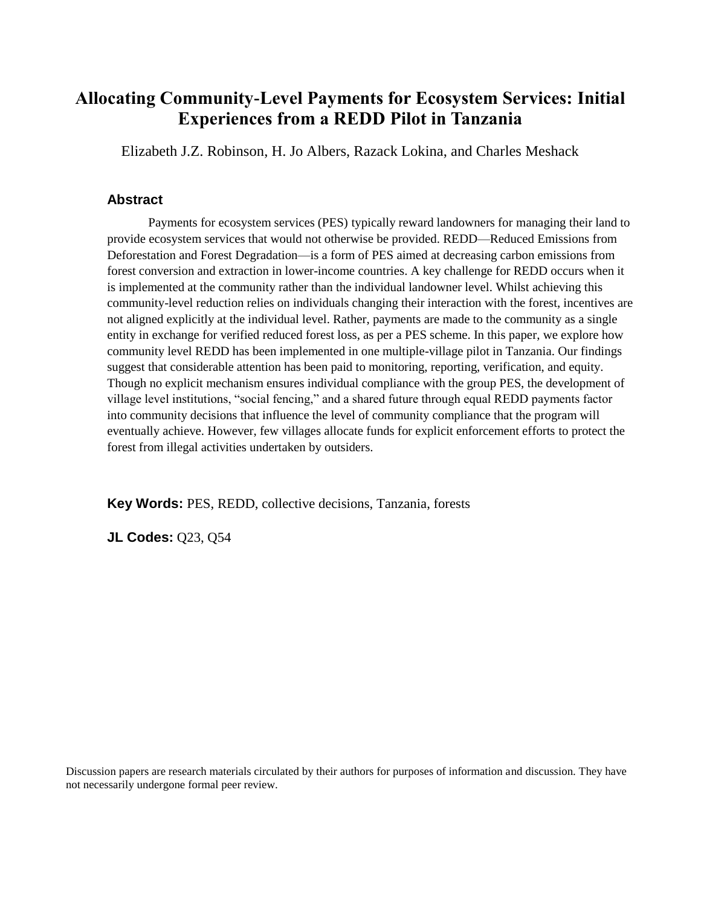# Allocating Community-Level Payments for Ecosystem Services: Initial Experiences from a REDD Pilot in Tanzania

Elizabeth J.Z. Robinson, H. Jo Albers, Razack Lokina, and Charles Meshack

## Abstract

Payments for ecosystem services (PES) typically reward landowners for managing their land to provide ecosystem services that would not otherwise be provided. REDD—Reduced Emissions from Deforestation and Forest Degradation—is a form of PES aimed at decreasing carbon emissions from forest conversion and extraction in lower-income countries. A key challenge for REDD occurs when it is implemented at the community rather than the individual landowner level. Whilst achieving this community-level reduction relies on individuals changing their interaction with the forest, incentives are not aligned explicitly at the individual level. Rather, payments are made to the community as a single entity in exchange for verified reduced forest loss, as per a PES scheme. In this paper, we explore how community level REDD has been implemented in one multiple-village pilot in Tanzania. Our findings suggest that considerable attention has been paid to monitoring, reporting, verification, and equity. Though no explicit mechanism ensures individual compliance with the group PES, the development of village level institutions, "social fencing," and a shared future through equal REDD payments factor into community decisions that influence the level of community compliance that the program will eventually achieve. However, few villages allocate funds for explicit enforcement efforts to protect the forest from illegal activities undertaken by outsiders.

**Key Words:** PES, REDD, collective decisions, Tanzania, forests

**JL Codes:** Q23, Q54

Discussion papers are research materials circulated by their authors for purposes of information and discussion. They have not necessarily undergone formal peer review.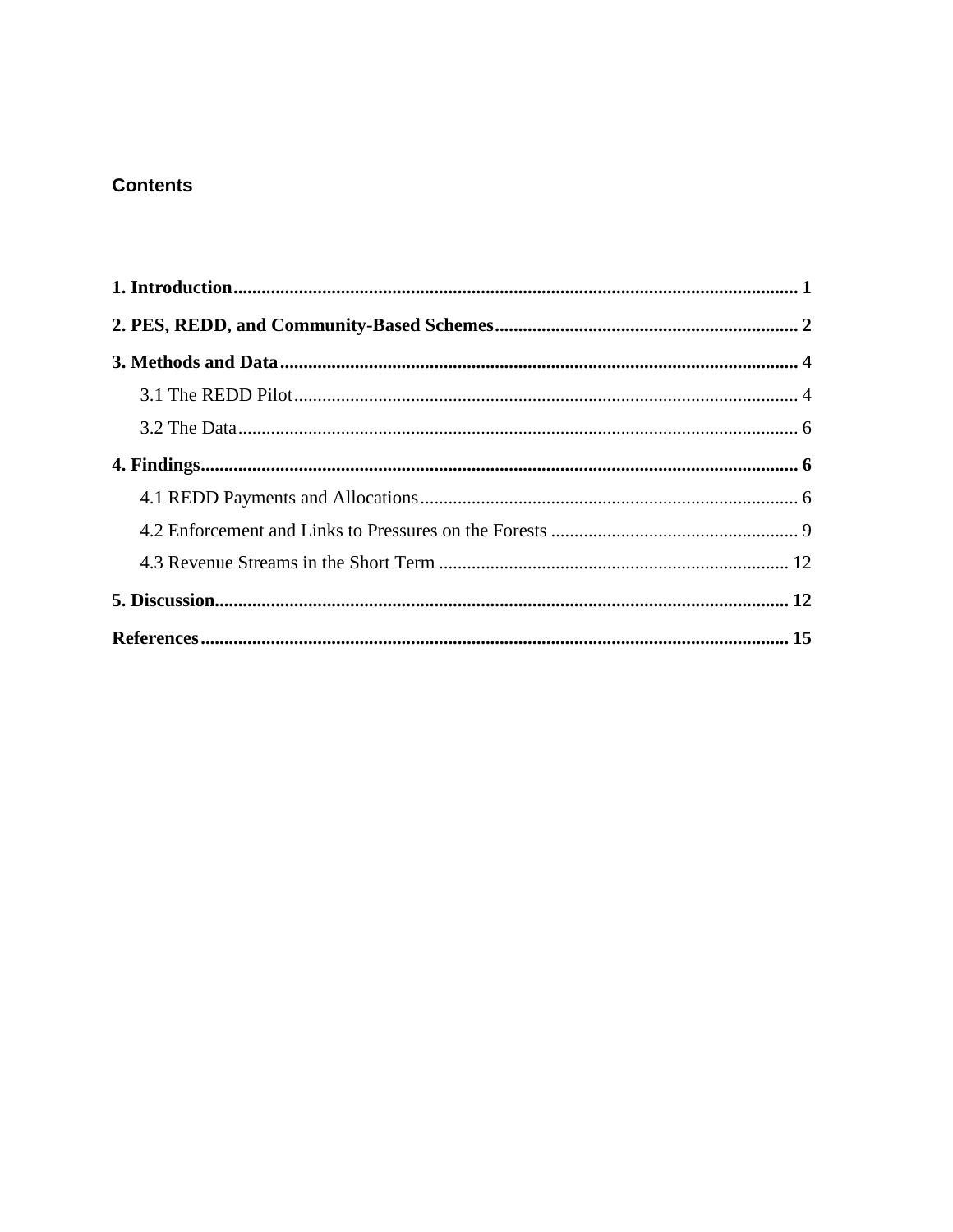## Contents

**1. Introduction** .......... **1**

**2. PES, REDD, and Community-Based Schemes** .......... **2**

**3. Methods and Data** .......... **4**

- 3.1 The REDD Pilot .......... 4
- 3.2 The Data .......... 6

**4. Findings** .......... **6**

- 4.1 REDD Payments and Allocations .......... 6
- 4.2 Enforcement and Links to Pressures on the Forests .......... 9
- 4.3 Revenue Streams in the Short Term .......... 12

**5. Discussion** .......... **12**

**References** .......... **15**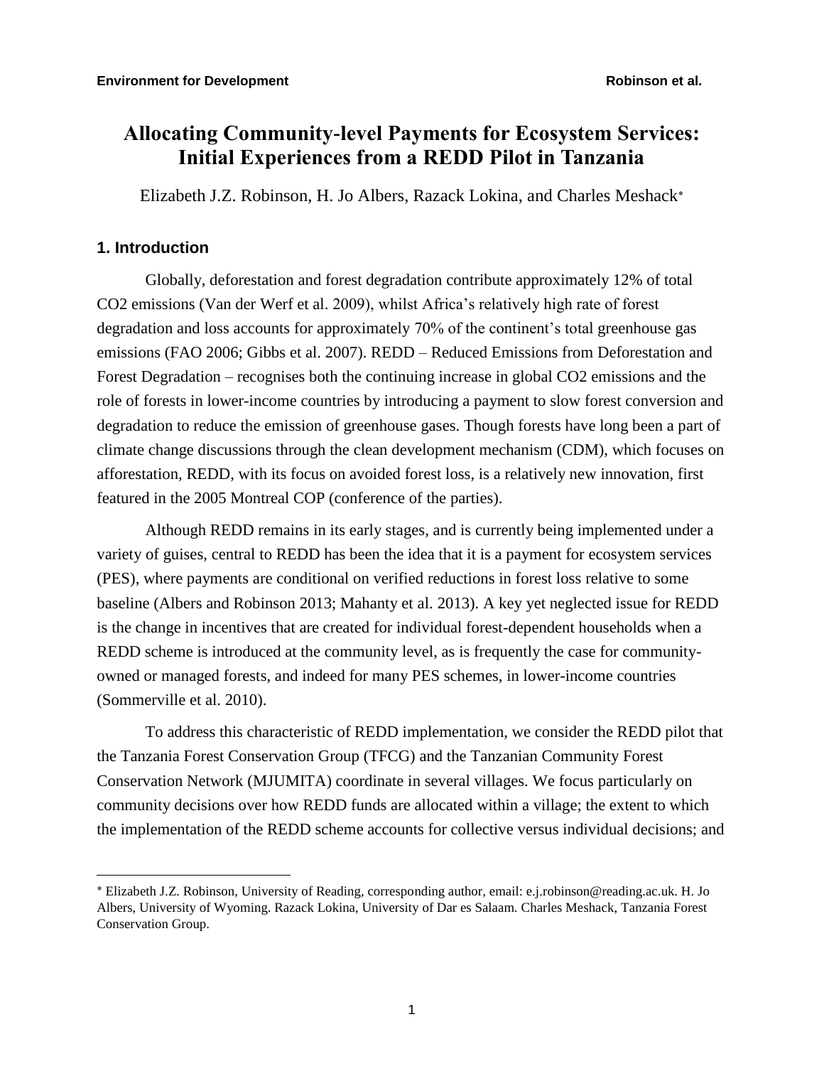# Allocating Community-level Payments for Ecosystem Services: Initial Experiences from a REDD Pilot in Tanzania

Elizabeth J.Z. Robinson, H. Jo Albers, Razack Lokina, and Charles Meshack*

## 1. Introduction

Globally, deforestation and forest degradation contribute approximately 12% of total $CO_2$ emissions (Van der Werf et al. 2009), whilst Africa's relatively high rate of forest degradation and loss accounts for approximately 70% of the continent's total greenhouse gas emissions (FAO 2006; Gibbs et al. 2007). REDD – Reduced Emissions from Deforestation and Forest Degradation – recognises both the continuing increase in global $CO_2$ emissions and the role of forests in lower-income countries by introducing a payment to slow forest conversion and degradation to reduce the emission of greenhouse gases. Though forests have long been a part of climate change discussions through the clean development mechanism (CDM), which focuses on afforestation, REDD, with its focus on avoided forest loss, is a relatively new innovation, first featured in the 2005 Montreal COP (conference of the parties).

Although REDD remains in its early stages, and is currently being implemented under a variety of guises, central to REDD has been the idea that it is a payment for ecosystem services (PES), where payments are conditional on verified reductions in forest loss relative to some baseline (Albers and Robinson 2013; Mahanty et al. 2013). A key yet neglected issue for REDD is the change in incentives that are created for individual forest-dependent households when a REDD scheme is introduced at the community level, as is frequently the case for community-owned or managed forests, and indeed for many PES schemes, in lower-income countries (Sommerville et al. 2010).

To address this characteristic of REDD implementation, we consider the REDD pilot that the Tanzania Forest Conservation Group (TFCG) and the Tanzanian Community Forest Conservation Network (MJUMITA) coordinate in several villages. We focus particularly on community decisions over how REDD funds are allocated within a village; the extent to which the implementation of the REDD scheme accounts for collective versus individual decisions; and

---

* Elizabeth J.Z. Robinson, University of Reading, corresponding author, email: e.j.robinson@reading.ac.uk. H. Jo Albers, University of Wyoming. Razack Lokina, University of Dar es Salaam. Charles Meshack, Tanzania Forest Conservation Group.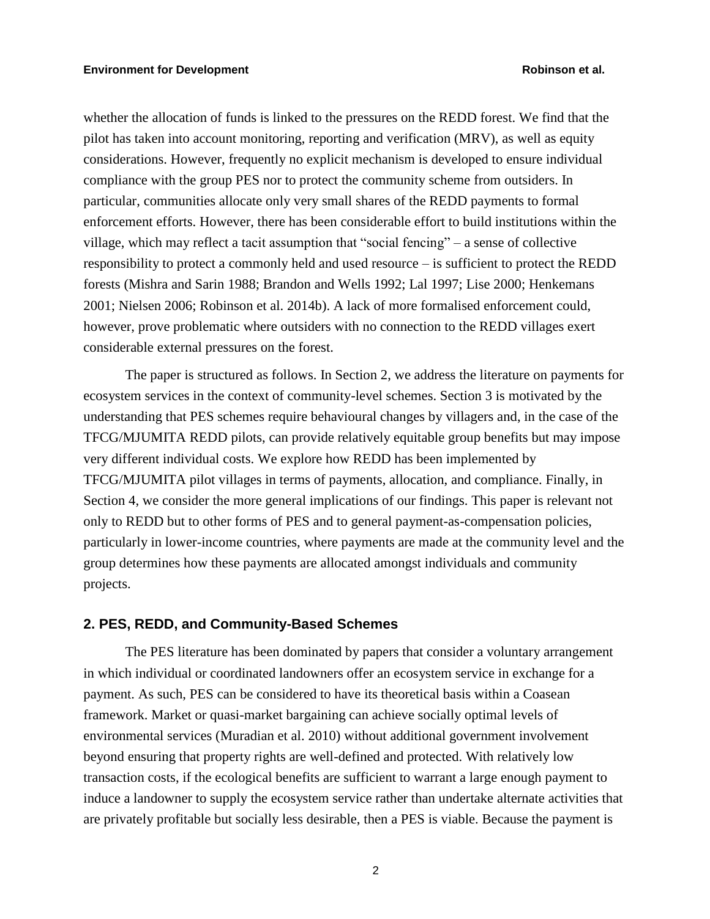whether the allocation of funds is linked to the pressures on the REDD forest. We find that the pilot has taken into account monitoring, reporting and verification (MRV), as well as equity considerations. However, frequently no explicit mechanism is developed to ensure individual compliance with the group PES nor to protect the community scheme from outsiders. In particular, communities allocate only very small shares of the REDD payments to formal enforcement efforts. However, there has been considerable effort to build institutions within the village, which may reflect a tacit assumption that "social fencing" – a sense of collective responsibility to protect a commonly held and used resource – is sufficient to protect the REDD forests (Mishra and Sarin 1988; Brandon and Wells 1992; Lal 1997; Lise 2000; Henkemans 2001; Nielsen 2006; Robinson et al. 2014b). A lack of more formalised enforcement could, however, prove problematic where outsiders with no connection to the REDD villages exert considerable external pressures on the forest.

The paper is structured as follows. In Section 2, we address the literature on payments for ecosystem services in the context of community-level schemes. Section 3 is motivated by the understanding that PES schemes require behavioural changes by villagers and, in the case of the TFCG/MJUMITA REDD pilots, can provide relatively equitable group benefits but may impose very different individual costs. We explore how REDD has been implemented by TFCG/MJUMITA pilot villages in terms of payments, allocation, and compliance. Finally, in Section 4, we consider the more general implications of our findings. This paper is relevant not only to REDD but to other forms of PES and to general payment-as-compensation policies, particularly in lower-income countries, where payments are made at the community level and the group determines how these payments are allocated amongst individuals and community projects.

## 2. PES, REDD, and Community-Based Schemes

The PES literature has been dominated by papers that consider a voluntary arrangement in which individual or coordinated landowners offer an ecosystem service in exchange for a payment. As such, PES can be considered to have its theoretical basis within a Coasean framework. Market or quasi-market bargaining can achieve socially optimal levels of environmental services (Muradian et al. 2010) without additional government involvement beyond ensuring that property rights are well-defined and protected. With relatively low transaction costs, if the ecological benefits are sufficient to warrant a large enough payment to induce a landowner to supply the ecosystem service rather than undertake alternate activities that are privately profitable but socially less desirable, then a PES is viable. Because the payment is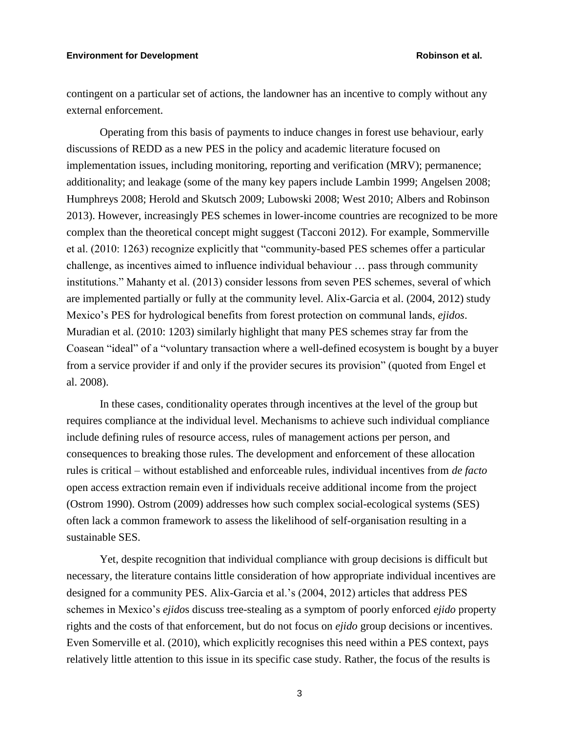contingent on a particular set of actions, the landowner has an incentive to comply without any external enforcement.

Operating from this basis of payments to induce changes in forest use behaviour, early discussions of REDD as a new PES in the policy and academic literature focused on implementation issues, including monitoring, reporting and verification (MRV); permanence; additionality; and leakage (some of the many key papers include Lambin 1999; Angelsen 2008; Humphreys 2008; Herold and Skutsch 2009; Lubowski 2008; West 2010; Albers and Robinson 2013). However, increasingly PES schemes in lower-income countries are recognized to be more complex than the theoretical concept might suggest (Tacconi 2012). For example, Sommerville et al. (2010: 1263) recognize explicitly that "community-based PES schemes offer a particular challenge, as incentives aimed to influence individual behaviour … pass through community institutions." Mahanty et al. (2013) consider lessons from seven PES schemes, several of which are implemented partially or fully at the community level. Alix-Garcia et al. (2004, 2012) study Mexico's PES for hydrological benefits from forest protection on communal lands, *ejidos*. Muradian et al. (2010: 1203) similarly highlight that many PES schemes stray far from the Coasean "ideal" of a "voluntary transaction where a well-defined ecosystem is bought by a buyer from a service provider if and only if the provider secures its provision" (quoted from Engel et al. 2008).

In these cases, conditionality operates through incentives at the level of the group but requires compliance at the individual level. Mechanisms to achieve such individual compliance include defining rules of resource access, rules of management actions per person, and consequences to breaking those rules. The development and enforcement of these allocation rules is critical – without established and enforceable rules, individual incentives from *de facto* open access extraction remain even if individuals receive additional income from the project (Ostrom 1990). Ostrom (2009) addresses how such complex social-ecological systems (SES) often lack a common framework to assess the likelihood of self-organisation resulting in a sustainable SES.

Yet, despite recognition that individual compliance with group decisions is difficult but necessary, the literature contains little consideration of how appropriate individual incentives are designed for a community PES. Alix-Garcia et al.'s (2004, 2012) articles that address PES schemes in Mexico's *ejido*s discuss tree-stealing as a symptom of poorly enforced *ejido* property rights and the costs of that enforcement, but do not focus on *ejido* group decisions or incentives. Even Somerville et al. (2010), which explicitly recognises this need within a PES context, pays relatively little attention to this issue in its specific case study. Rather, the focus of the results is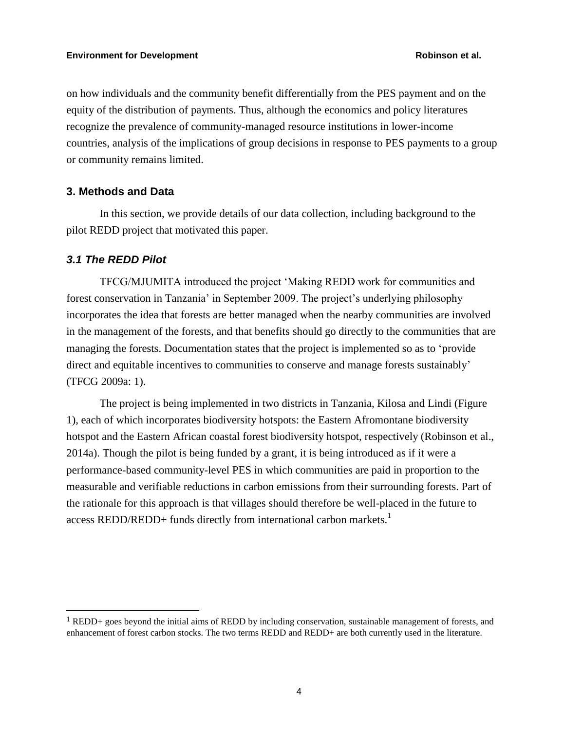on how individuals and the community benefit differentially from the PES payment and on the equity of the distribution of payments. Thus, although the economics and policy literatures recognize the prevalence of community-managed resource institutions in lower-income countries, analysis of the implications of group decisions in response to PES payments to a group or community remains limited.

## 3. Methods and Data

In this section, we provide details of our data collection, including background to the pilot REDD project that motivated this paper.

### *3.1 The REDD Pilot*

TFCG/MJUMITA introduced the project 'Making REDD work for communities and forest conservation in Tanzania' in September 2009. The project's underlying philosophy incorporates the idea that forests are better managed when the nearby communities are involved in the management of the forests, and that benefits should go directly to the communities that are managing the forests. Documentation states that the project is implemented so as to 'provide direct and equitable incentives to communities to conserve and manage forests sustainably' (TFCG 2009a: 1).

The project is being implemented in two districts in Tanzania, Kilosa and Lindi (Figure 1), each of which incorporates biodiversity hotspots: the Eastern Afromontane biodiversity hotspot and the Eastern African coastal forest biodiversity hotspot, respectively (Robinson et al., 2014a). Though the pilot is being funded by a grant, it is being introduced as if it were a performance-based community-level PES in which communities are paid in proportion to the measurable and verifiable reductions in carbon emissions from their surrounding forests. Part of the rationale for this approach is that villages should therefore be well-placed in the future to access REDD/REDD+ funds directly from international carbon markets.[1]

[1] REDD+ goes beyond the initial aims of REDD by including conservation, sustainable management of forests, and enhancement of forest carbon stocks. The two terms REDD and REDD+ are both currently used in the literature.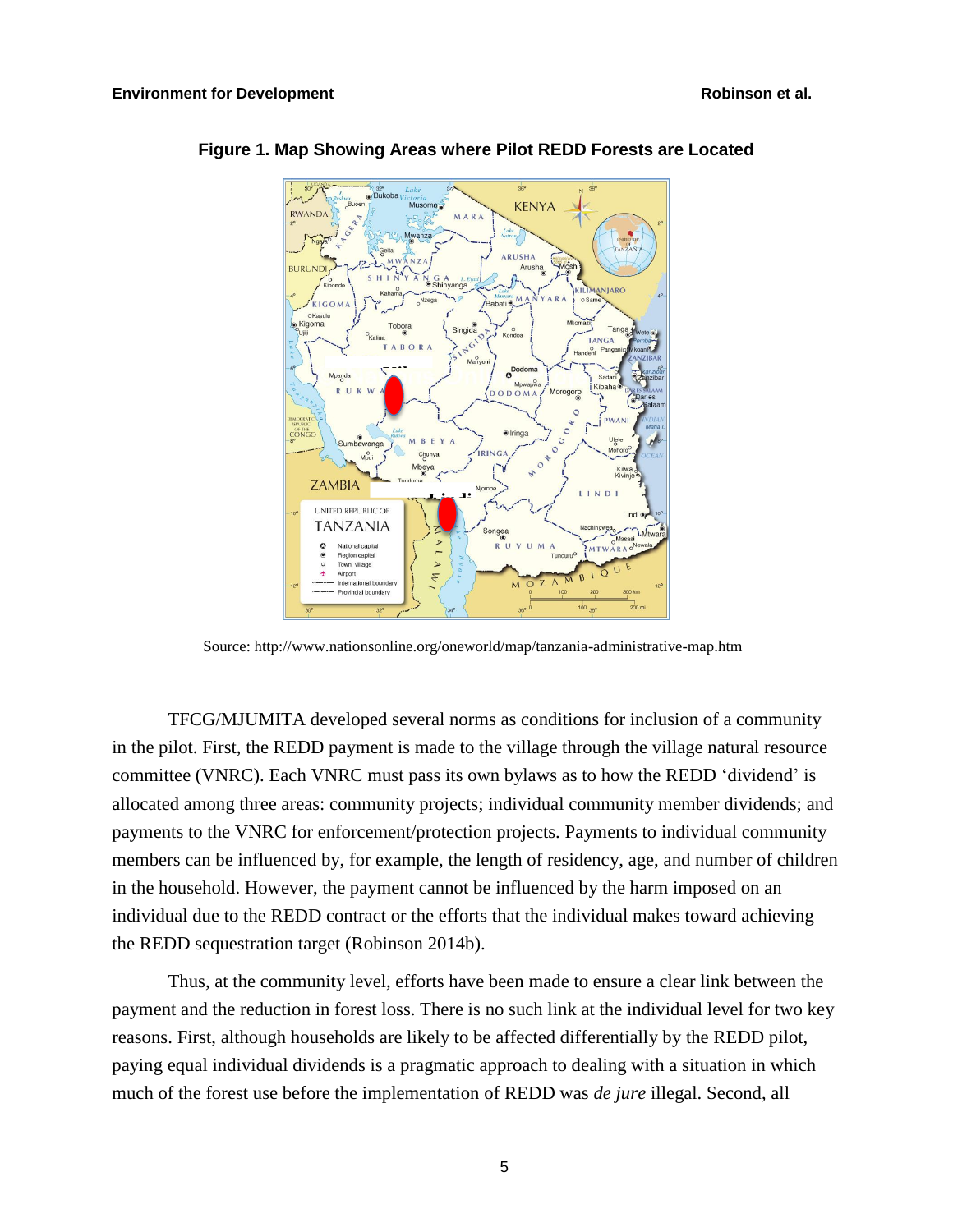**Figure 1. Map Showing Areas where Pilot REDD Forests are Located**

Source: http://www.nationsonline.org/oneworld/map/tanzania-administrative-map.htm

TFCG/MJUMITA developed several norms as conditions for inclusion of a community in the pilot. First, the REDD payment is made to the village through the village natural resource committee (VNRC). Each VNRC must pass its own bylaws as to how the REDD 'dividend' is allocated among three areas: community projects; individual community member dividends; and payments to the VNRC for enforcement/protection projects. Payments to individual community members can be influenced by, for example, the length of residency, age, and number of children in the household. However, the payment cannot be influenced by the harm imposed on an individual due to the REDD contract or the efforts that the individual makes toward achieving the REDD sequestration target (Robinson 2014b).

Thus, at the community level, efforts have been made to ensure a clear link between the payment and the reduction in forest loss. There is no such link at the individual level for two key reasons. First, although households are likely to be affected differentially by the REDD pilot, paying equal individual dividends is a pragmatic approach to dealing with a situation in which much of the forest use before the implementation of REDD was *de jure* illegal. Second, all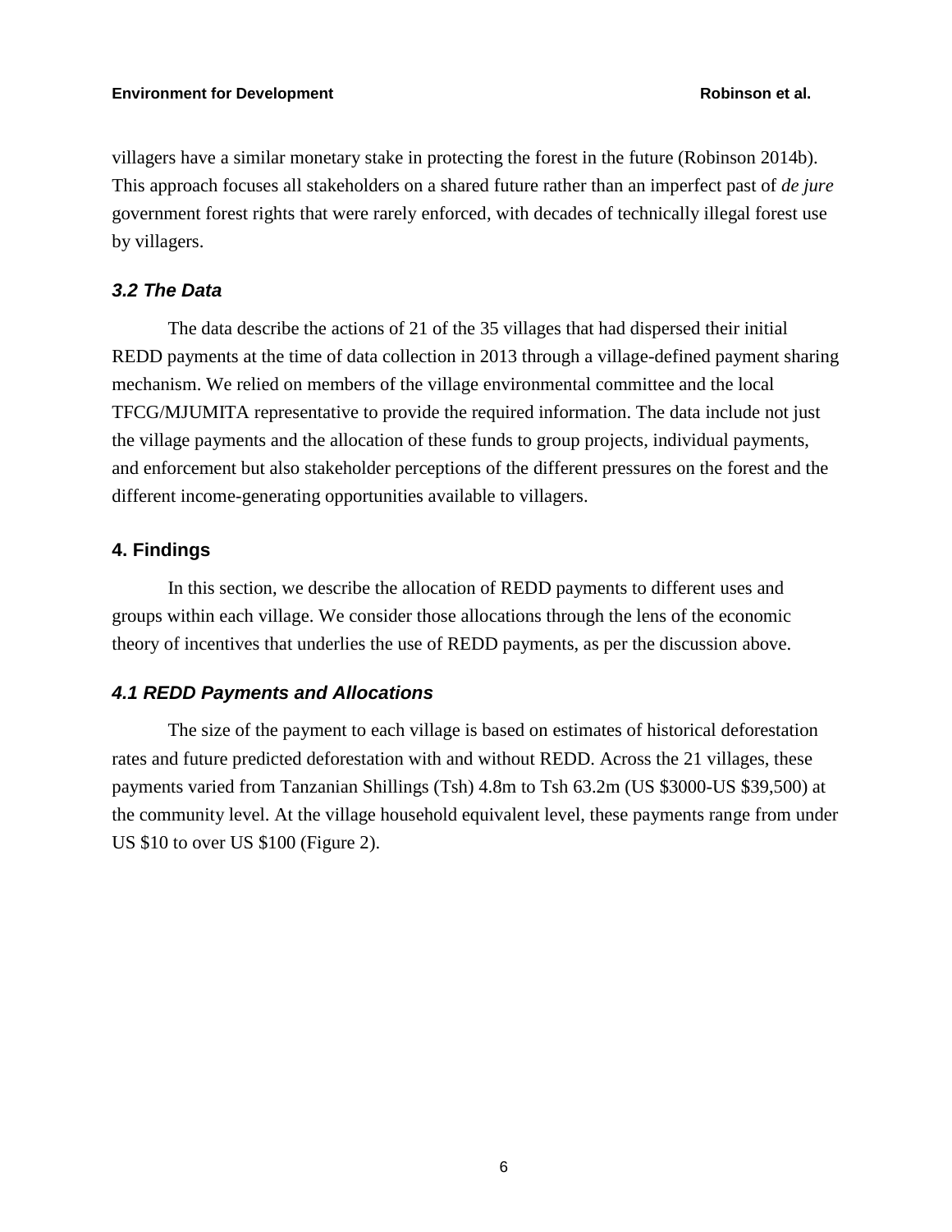villagers have a similar monetary stake in protecting the forest in the future (Robinson 2014b). This approach focuses all stakeholders on a shared future rather than an imperfect past of *de jure* government forest rights that were rarely enforced, with decades of technically illegal forest use by villagers.

### *3.2 The Data*

The data describe the actions of 21 of the 35 villages that had dispersed their initial REDD payments at the time of data collection in 2013 through a village-defined payment sharing mechanism. We relied on members of the village environmental committee and the local TFCG/MJUMITA representative to provide the required information. The data include not just the village payments and the allocation of these funds to group projects, individual payments, and enforcement but also stakeholder perceptions of the different pressures on the forest and the different income-generating opportunities available to villagers.

## 4. Findings

In this section, we describe the allocation of REDD payments to different uses and groups within each village. We consider those allocations through the lens of the economic theory of incentives that underlies the use of REDD payments, as per the discussion above.

### *4.1 REDD Payments and Allocations*

The size of the payment to each village is based on estimates of historical deforestation rates and future predicted deforestation with and without REDD. Across the 21 villages, these payments varied from Tanzanian Shillings (Tsh) 4.8m to Tsh 63.2m (US $3000-US $39,500) at the community level. At the village household equivalent level, these payments range from under US $10 to over US $100 (Figure 2).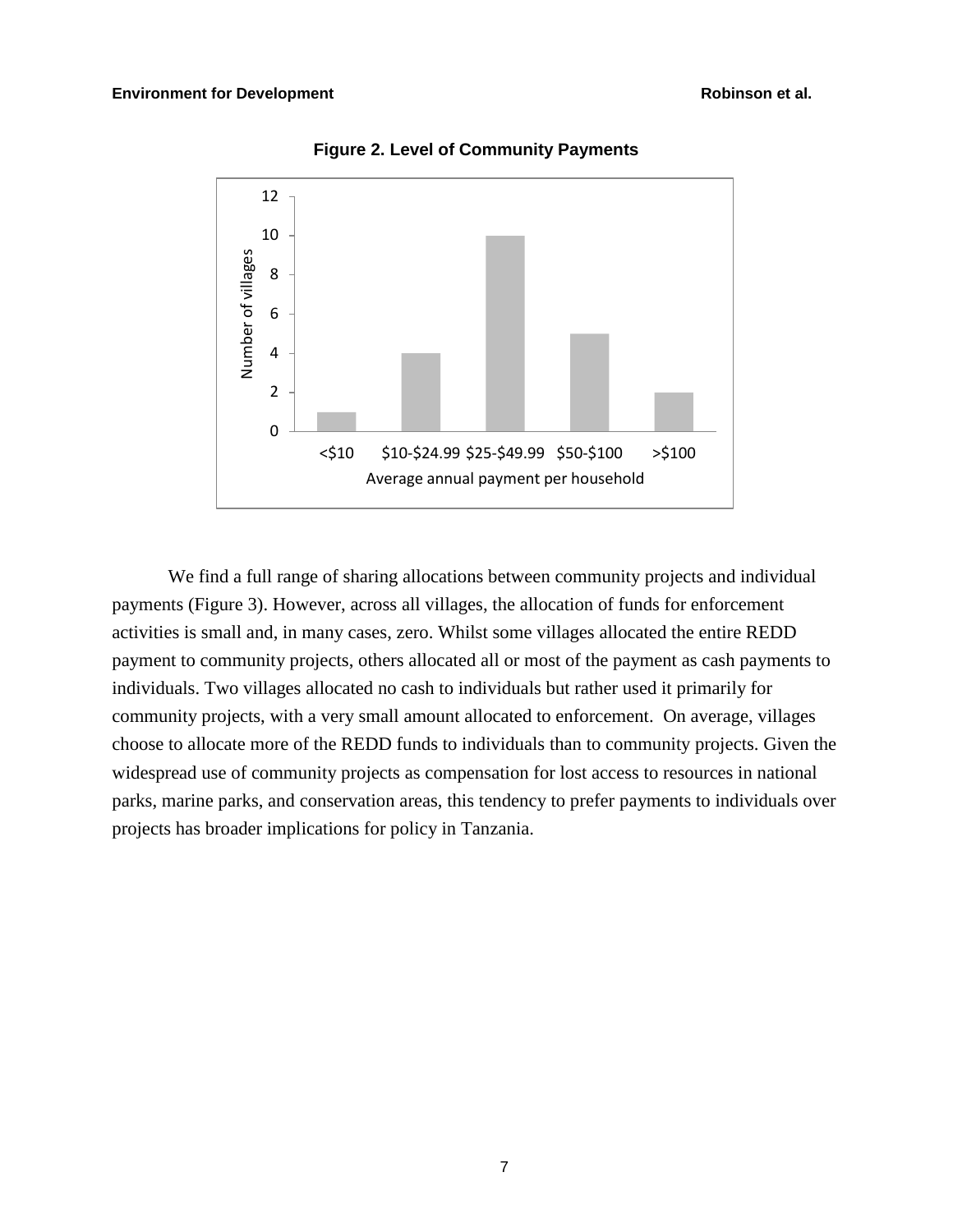**Figure 2. Level of Community Payments**

We find a full range of sharing allocations between community projects and individual payments (Figure 3). However, across all villages, the allocation of funds for enforcement activities is small and, in many cases, zero. Whilst some villages allocated the entire REDD payment to community projects, others allocated all or most of the payment as cash payments to individuals. Two villages allocated no cash to individuals but rather used it primarily for community projects, with a very small amount allocated to enforcement. On average, villages choose to allocate more of the REDD funds to individuals than to community projects. Given the widespread use of community projects as compensation for lost access to resources in national parks, marine parks, and conservation areas, this tendency to prefer payments to individuals over projects has broader implications for policy in Tanzania.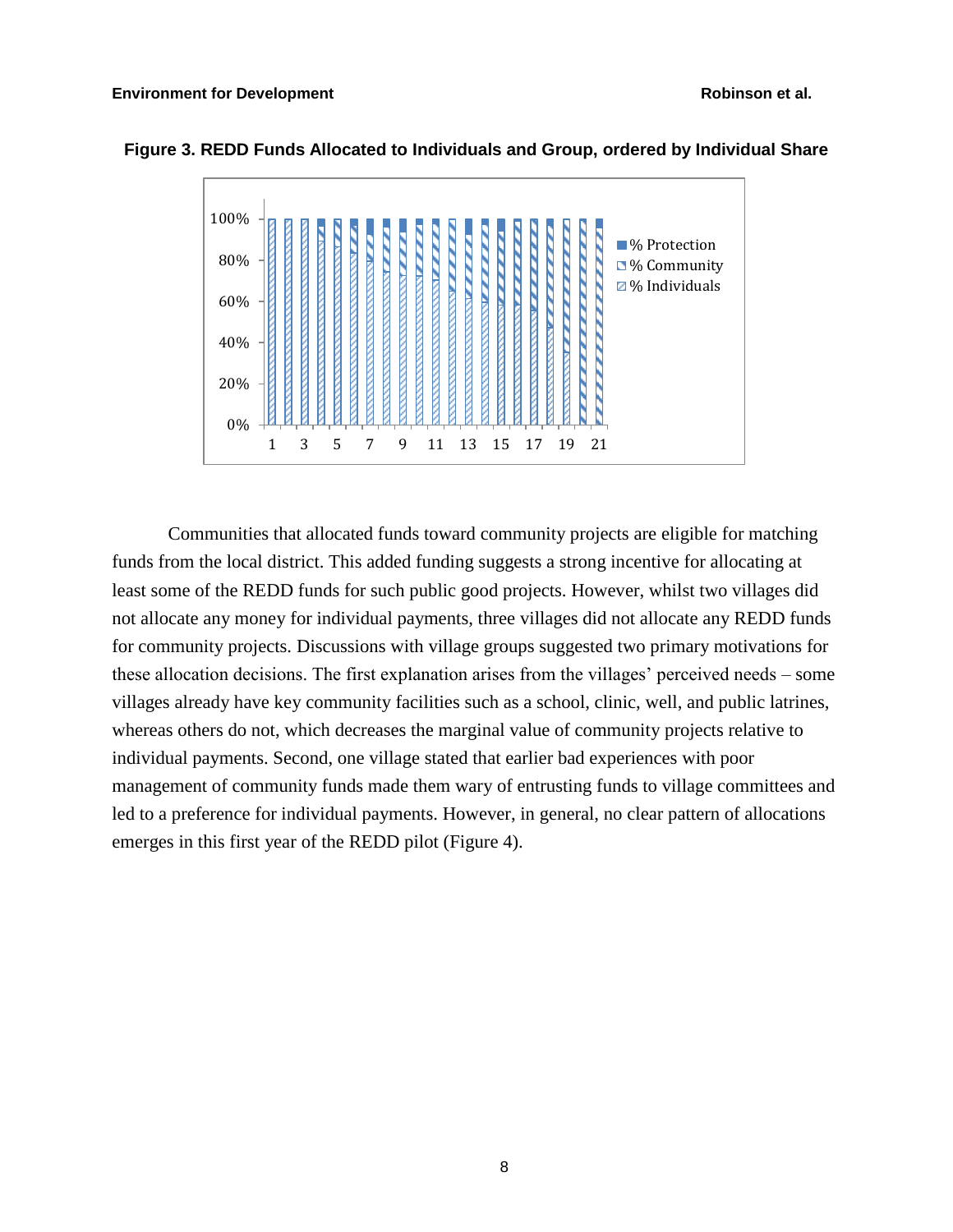**Figure 3. REDD Funds Allocated to Individuals and Group, ordered by Individual Share**

Communities that allocated funds toward community projects are eligible for matching funds from the local district. This added funding suggests a strong incentive for allocating at least some of the REDD funds for such public good projects. However, whilst two villages did not allocate any money for individual payments, three villages did not allocate any REDD funds for community projects. Discussions with village groups suggested two primary motivations for these allocation decisions. The first explanation arises from the villages' perceived needs – some villages already have key community facilities such as a school, clinic, well, and public latrines, whereas others do not, which decreases the marginal value of community projects relative to individual payments. Second, one village stated that earlier bad experiences with poor management of community funds made them wary of entrusting funds to village committees and led to a preference for individual payments. However, in general, no clear pattern of allocations emerges in this first year of the REDD pilot (Figure 4).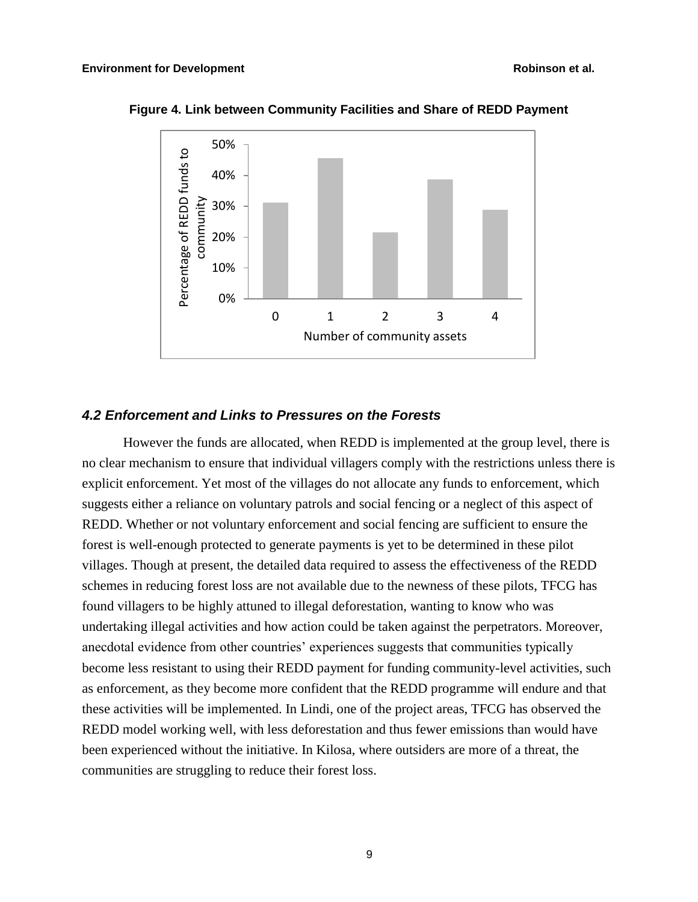**Figure 4. Link between Community Facilities and Share of REDD Payment**

### *4.2 Enforcement and Links to Pressures on the Forests*

However the funds are allocated, when REDD is implemented at the group level, there is no clear mechanism to ensure that individual villagers comply with the restrictions unless there is explicit enforcement. Yet most of the villages do not allocate any funds to enforcement, which suggests either a reliance on voluntary patrols and social fencing or a neglect of this aspect of REDD. Whether or not voluntary enforcement and social fencing are sufficient to ensure the forest is well-enough protected to generate payments is yet to be determined in these pilot villages. Though at present, the detailed data required to assess the effectiveness of the REDD schemes in reducing forest loss are not available due to the newness of these pilots, TFCG has found villagers to be highly attuned to illegal deforestation, wanting to know who was undertaking illegal activities and how action could be taken against the perpetrators. Moreover, anecdotal evidence from other countries' experiences suggests that communities typically become less resistant to using their REDD payment for funding community-level activities, such as enforcement, as they become more confident that the REDD programme will endure and that these activities will be implemented. In Lindi, one of the project areas, TFCG has observed the REDD model working well, with less deforestation and thus fewer emissions than would have been experienced without the initiative. In Kilosa, where outsiders are more of a threat, the communities are struggling to reduce their forest loss.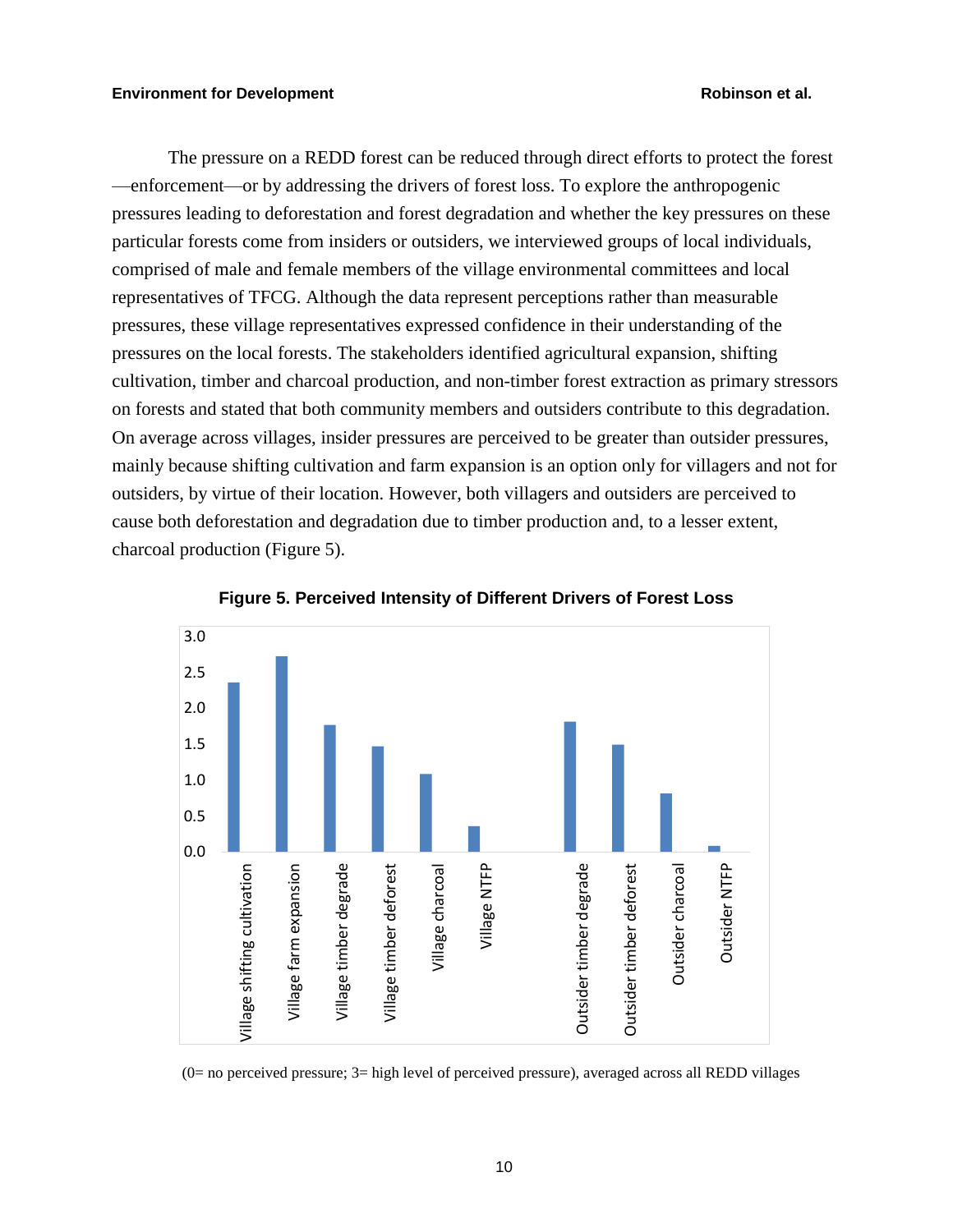The pressure on a REDD forest can be reduced through direct efforts to protect the forest—enforcement—or by addressing the drivers of forest loss. To explore the anthropogenic pressures leading to deforestation and forest degradation and whether the key pressures on these particular forests come from insiders or outsiders, we interviewed groups of local individuals, comprised of male and female members of the village environmental committees and local representatives of TFCG. Although the data represent perceptions rather than measurable pressures, these village representatives expressed confidence in their understanding of the pressures on the local forests. The stakeholders identified agricultural expansion, shifting cultivation, timber and charcoal production, and non-timber forest extraction as primary stressors on forests and stated that both community members and outsiders contribute to this degradation. On average across villages, insider pressures are perceived to be greater than outsider pressures, mainly because shifting cultivation and farm expansion is an option only for villagers and not for outsiders, by virtue of their location. However, both villagers and outsiders are perceived to cause both deforestation and degradation due to timber production and, to a lesser extent, charcoal production (Figure 5).

**Figure 5. Perceived Intensity of Different Drivers of Forest Loss**

(0= no perceived pressure; 3= high level of perceived pressure), averaged across all REDD villages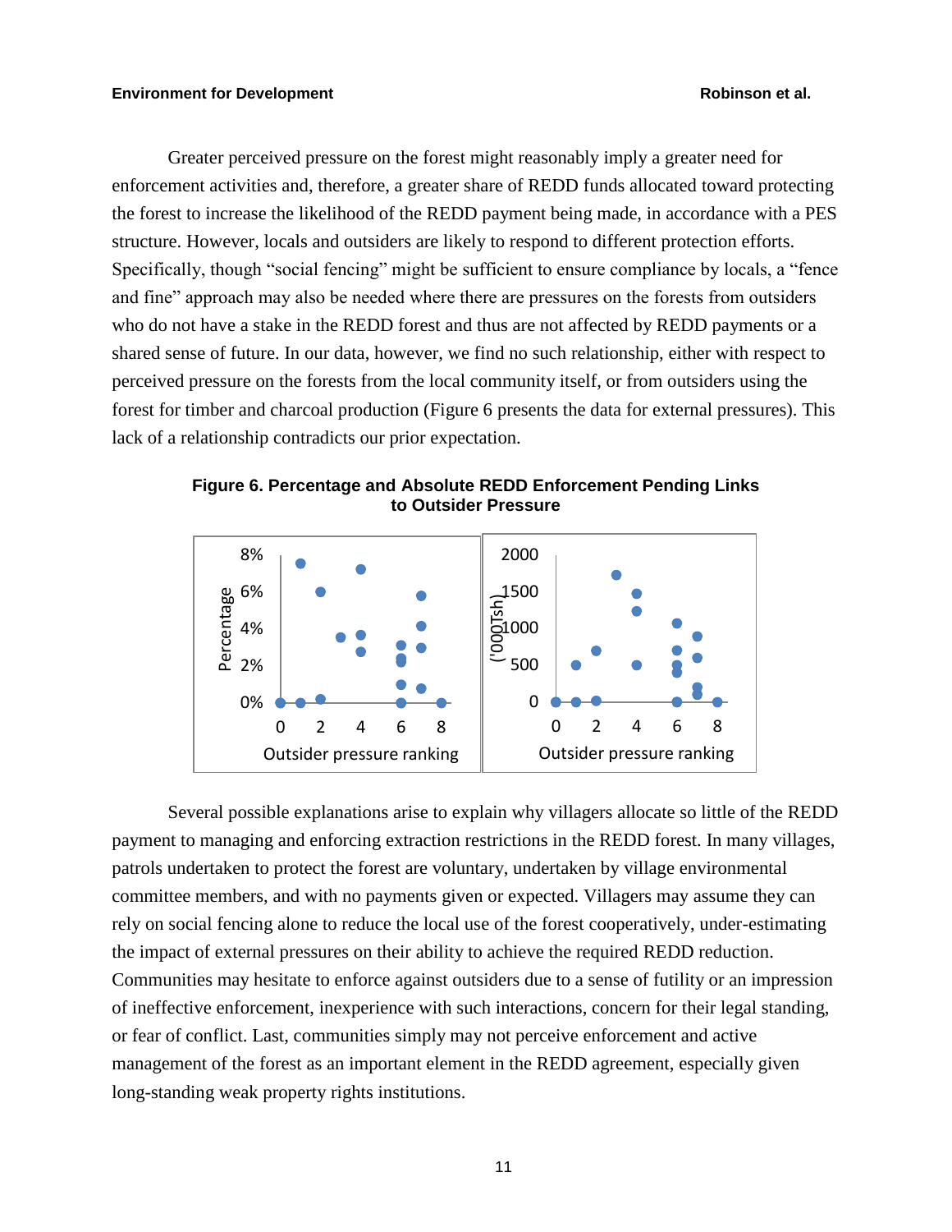Greater perceived pressure on the forest might reasonably imply a greater need for enforcement activities and, therefore, a greater share of REDD funds allocated toward protecting the forest to increase the likelihood of the REDD payment being made, in accordance with a PES structure. However, locals and outsiders are likely to respond to different protection efforts. Specifically, though "social fencing" might be sufficient to ensure compliance by locals, a "fence and fine" approach may also be needed where there are pressures on the forests from outsiders who do not have a stake in the REDD forest and thus are not affected by REDD payments or a shared sense of future. In our data, however, we find no such relationship, either with respect to perceived pressure on the forests from the local community itself, or from outsiders using the forest for timber and charcoal production (Figure 6 presents the data for external pressures). This lack of a relationship contradicts our prior expectation.

**Figure 6. Percentage and Absolute REDD Enforcement Pending Links to Outsider Pressure**

Several possible explanations arise to explain why villagers allocate so little of the REDD payment to managing and enforcing extraction restrictions in the REDD forest. In many villages, patrols undertaken to protect the forest are voluntary, undertaken by village environmental committee members, and with no payments given or expected. Villagers may assume they can rely on social fencing alone to reduce the local use of the forest cooperatively, under-estimating the impact of external pressures on their ability to achieve the required REDD reduction. Communities may hesitate to enforce against outsiders due to a sense of futility or an impression of ineffective enforcement, inexperience with such interactions, concern for their legal standing, or fear of conflict. Last, communities simply may not perceive enforcement and active management of the forest as an important element in the REDD agreement, especially given long-standing weak property rights institutions.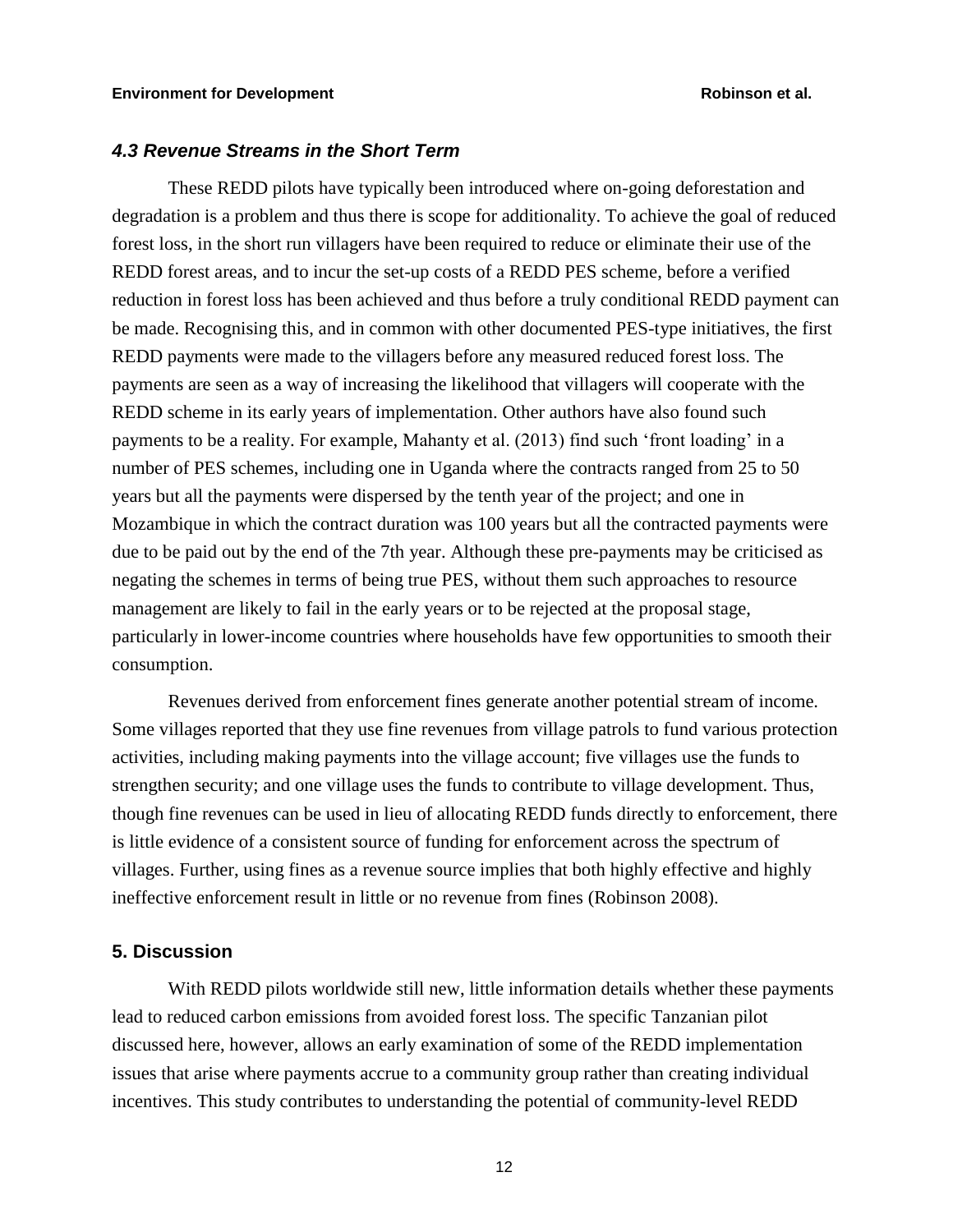### *4.3 Revenue Streams in the Short Term*

These REDD pilots have typically been introduced where on-going deforestation and degradation is a problem and thus there is scope for additionality. To achieve the goal of reduced forest loss, in the short run villagers have been required to reduce or eliminate their use of the REDD forest areas, and to incur the set-up costs of a REDD PES scheme, before a verified reduction in forest loss has been achieved and thus before a truly conditional REDD payment can be made. Recognising this, and in common with other documented PES-type initiatives, the first REDD payments were made to the villagers before any measured reduced forest loss. The payments are seen as a way of increasing the likelihood that villagers will cooperate with the REDD scheme in its early years of implementation. Other authors have also found such payments to be a reality. For example, Mahanty et al. (2013) find such 'front loading' in a number of PES schemes, including one in Uganda where the contracts ranged from 25 to 50 years but all the payments were dispersed by the tenth year of the project; and one in Mozambique in which the contract duration was 100 years but all the contracted payments were due to be paid out by the end of the 7th year. Although these pre-payments may be criticised as negating the schemes in terms of being true PES, without them such approaches to resource management are likely to fail in the early years or to be rejected at the proposal stage, particularly in lower-income countries where households have few opportunities to smooth their consumption.

Revenues derived from enforcement fines generate another potential stream of income. Some villages reported that they use fine revenues from village patrols to fund various protection activities, including making payments into the village account; five villages use the funds to strengthen security; and one village uses the funds to contribute to village development. Thus, though fine revenues can be used in lieu of allocating REDD funds directly to enforcement, there is little evidence of a consistent source of funding for enforcement across the spectrum of villages. Further, using fines as a revenue source implies that both highly effective and highly ineffective enforcement result in little or no revenue from fines (Robinson 2008).

## 5. Discussion

With REDD pilots worldwide still new, little information details whether these payments lead to reduced carbon emissions from avoided forest loss. The specific Tanzanian pilot discussed here, however, allows an early examination of some of the REDD implementation issues that arise where payments accrue to a community group rather than creating individual incentives. This study contributes to understanding the potential of community-level REDD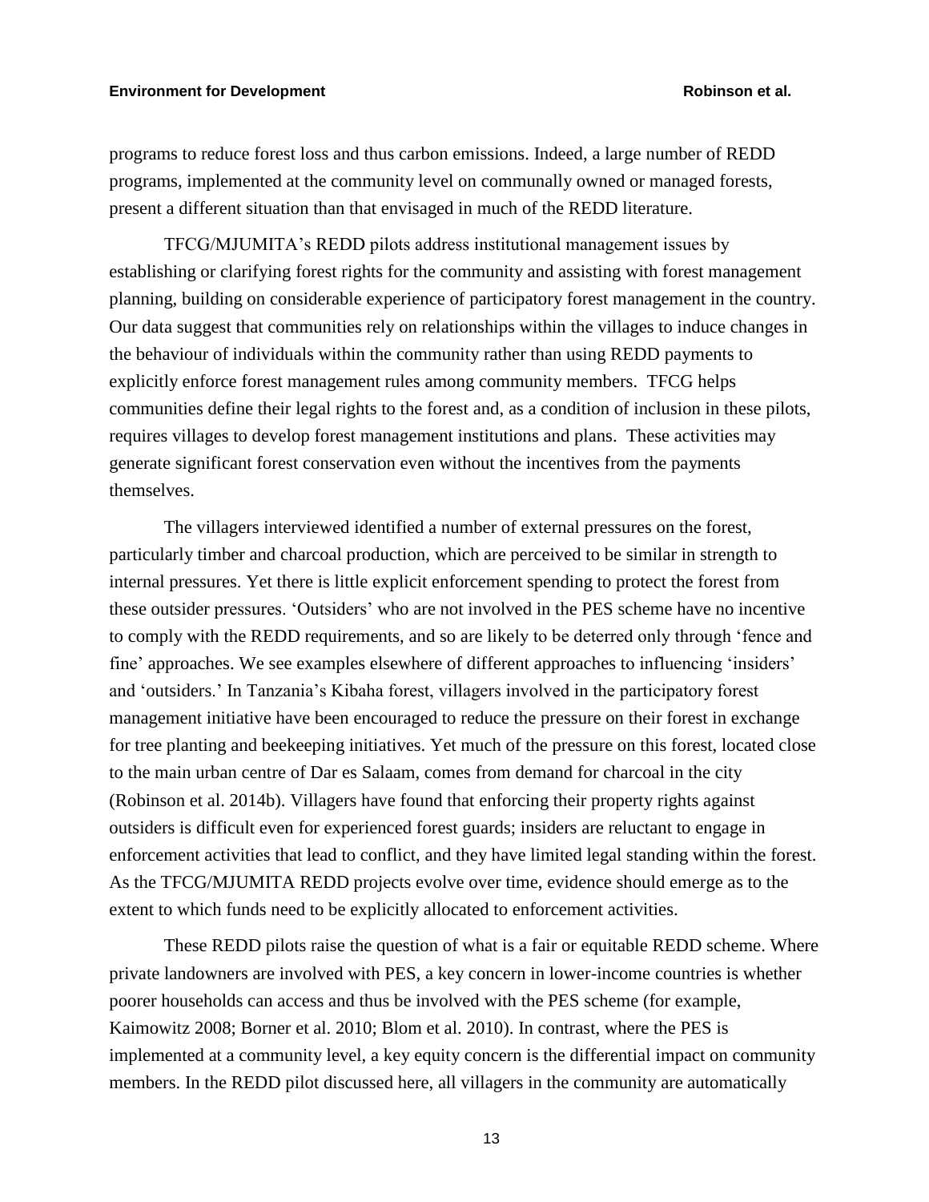programs to reduce forest loss and thus carbon emissions. Indeed, a large number of REDD programs, implemented at the community level on communally owned or managed forests, present a different situation than that envisaged in much of the REDD literature.

TFCG/MJUMITA's REDD pilots address institutional management issues by establishing or clarifying forest rights for the community and assisting with forest management planning, building on considerable experience of participatory forest management in the country. Our data suggest that communities rely on relationships within the villages to induce changes in the behaviour of individuals within the community rather than using REDD payments to explicitly enforce forest management rules among community members. TFCG helps communities define their legal rights to the forest and, as a condition of inclusion in these pilots, requires villages to develop forest management institutions and plans. These activities may generate significant forest conservation even without the incentives from the payments themselves.

The villagers interviewed identified a number of external pressures on the forest, particularly timber and charcoal production, which are perceived to be similar in strength to internal pressures. Yet there is little explicit enforcement spending to protect the forest from these outsider pressures. 'Outsiders' who are not involved in the PES scheme have no incentive to comply with the REDD requirements, and so are likely to be deterred only through 'fence and fine' approaches. We see examples elsewhere of different approaches to influencing 'insiders' and 'outsiders.' In Tanzania's Kibaha forest, villagers involved in the participatory forest management initiative have been encouraged to reduce the pressure on their forest in exchange for tree planting and beekeeping initiatives. Yet much of the pressure on this forest, located close to the main urban centre of Dar es Salaam, comes from demand for charcoal in the city (Robinson et al. 2014b). Villagers have found that enforcing their property rights against outsiders is difficult even for experienced forest guards; insiders are reluctant to engage in enforcement activities that lead to conflict, and they have limited legal standing within the forest. As the TFCG/MJUMITA REDD projects evolve over time, evidence should emerge as to the extent to which funds need to be explicitly allocated to enforcement activities.

These REDD pilots raise the question of what is a fair or equitable REDD scheme. Where private landowners are involved with PES, a key concern in lower-income countries is whether poorer households can access and thus be involved with the PES scheme (for example, Kaimowitz 2008; Borner et al. 2010; Blom et al. 2010). In contrast, where the PES is implemented at a community level, a key equity concern is the differential impact on community members. In the REDD pilot discussed here, all villagers in the community are automatically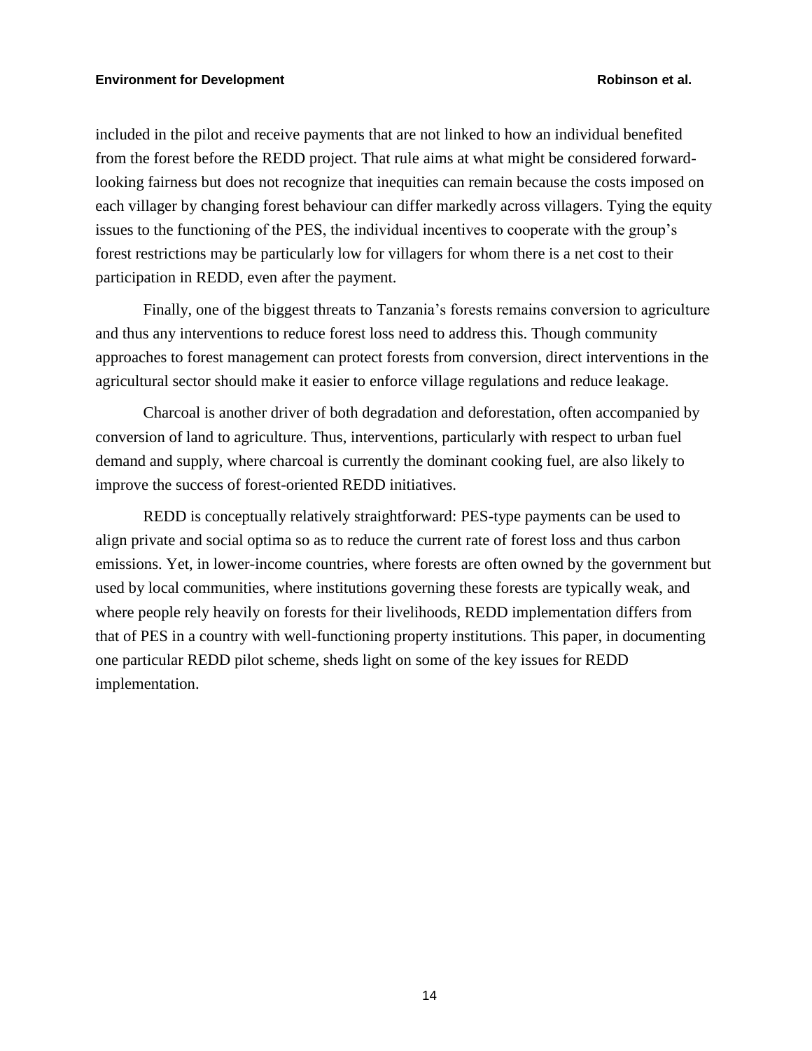included in the pilot and receive payments that are not linked to how an individual benefited from the forest before the REDD project. That rule aims at what might be considered forward-looking fairness but does not recognize that inequities can remain because the costs imposed on each villager by changing forest behaviour can differ markedly across villagers. Tying the equity issues to the functioning of the PES, the individual incentives to cooperate with the group's forest restrictions may be particularly low for villagers for whom there is a net cost to their participation in REDD, even after the payment.

Finally, one of the biggest threats to Tanzania's forests remains conversion to agriculture and thus any interventions to reduce forest loss need to address this. Though community approaches to forest management can protect forests from conversion, direct interventions in the agricultural sector should make it easier to enforce village regulations and reduce leakage.

Charcoal is another driver of both degradation and deforestation, often accompanied by conversion of land to agriculture. Thus, interventions, particularly with respect to urban fuel demand and supply, where charcoal is currently the dominant cooking fuel, are also likely to improve the success of forest-oriented REDD initiatives.

REDD is conceptually relatively straightforward: PES-type payments can be used to align private and social optima so as to reduce the current rate of forest loss and thus carbon emissions. Yet, in lower-income countries, where forests are often owned by the government but used by local communities, where institutions governing these forests are typically weak, and where people rely heavily on forests for their livelihoods, REDD implementation differs from that of PES in a country with well-functioning property institutions. This paper, in documenting one particular REDD pilot scheme, sheds light on some of the key issues for REDD implementation.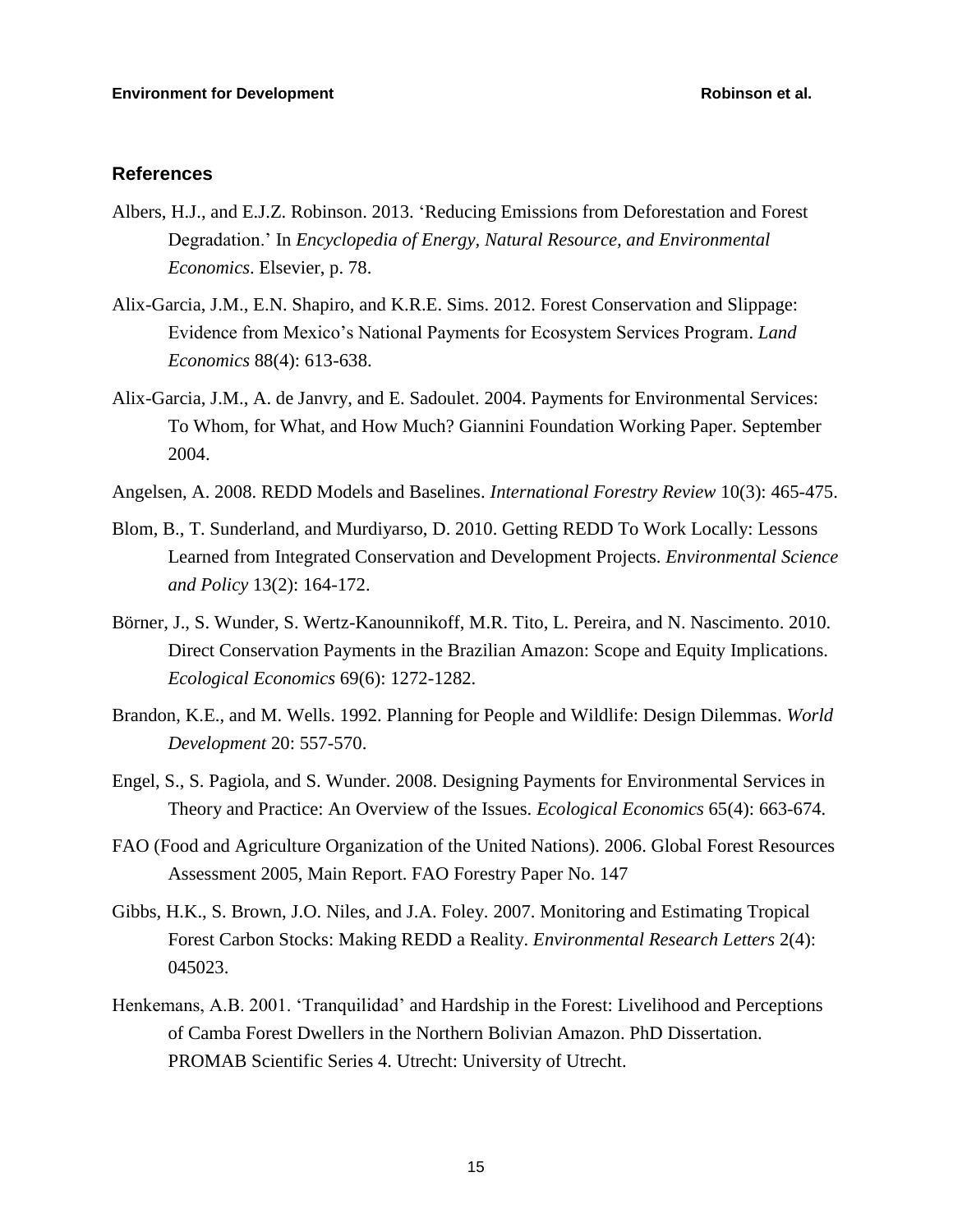## References

Albers, H.J., and E.J.Z. Robinson. 2013. 'Reducing Emissions from Deforestation and Forest Degradation.' In *Encyclopedia of Energy, Natural Resource, and Environmental Economics*. Elsevier, p. 78.

Alix-Garcia, J.M., E.N. Shapiro, and K.R.E. Sims. 2012. Forest Conservation and Slippage: Evidence from Mexico's National Payments for Ecosystem Services Program. *Land Economics* 88(4): 613-638.

Alix-Garcia, J.M., A. de Janvry, and E. Sadoulet. 2004. Payments for Environmental Services: To Whom, for What, and How Much? Giannini Foundation Working Paper. September 2004.

Angelsen, A. 2008. REDD Models and Baselines. *International Forestry Review* 10(3): 465-475.

Blom, B., T. Sunderland, and Murdiyarso, D. 2010. Getting REDD To Work Locally: Lessons Learned from Integrated Conservation and Development Projects. *Environmental Science and Policy* 13(2): 164-172.

Börner, J., S. Wunder, S. Wertz-Kanounnikoff, M.R. Tito, L. Pereira, and N. Nascimento. 2010. Direct Conservation Payments in the Brazilian Amazon: Scope and Equity Implications. *Ecological Economics* 69(6): 1272-1282.

Brandon, K.E., and M. Wells. 1992. Planning for People and Wildlife: Design Dilemmas. *World Development* 20: 557-570.

Engel, S., S. Pagiola, and S. Wunder. 2008. Designing Payments for Environmental Services in Theory and Practice: An Overview of the Issues. *Ecological Economics* 65(4): 663-674.

FAO (Food and Agriculture Organization of the United Nations). 2006. Global Forest Resources Assessment 2005, Main Report. FAO Forestry Paper No. 147

Gibbs, H.K., S. Brown, J.O. Niles, and J.A. Foley. 2007. Monitoring and Estimating Tropical Forest Carbon Stocks: Making REDD a Reality. *Environmental Research Letters* 2(4): 045023.

Henkemans, A.B. 2001. 'Tranquilidad' and Hardship in the Forest: Livelihood and Perceptions of Camba Forest Dwellers in the Northern Bolivian Amazon. PhD Dissertation. PROMAB Scientific Series 4. Utrecht: University of Utrecht.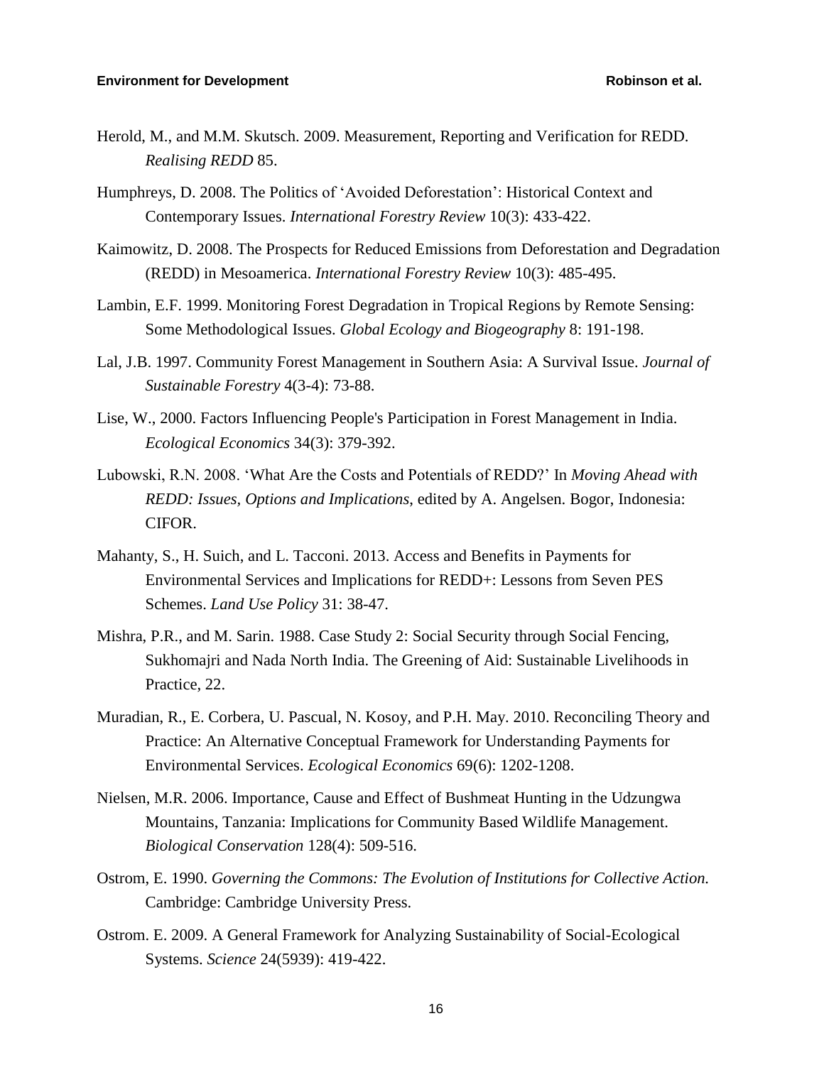Herold, M., and M.M. Skutsch. 2009. Measurement, Reporting and Verification for REDD. *Realising REDD* 85.

Humphreys, D. 2008. The Politics of 'Avoided Deforestation': Historical Context and Contemporary Issues. *International Forestry Review* 10(3): 433-422.

Kaimowitz, D. 2008. The Prospects for Reduced Emissions from Deforestation and Degradation (REDD) in Mesoamerica. *International Forestry Review* 10(3): 485-495.

Lambin, E.F. 1999. Monitoring Forest Degradation in Tropical Regions by Remote Sensing: Some Methodological Issues. *Global Ecology and Biogeography* 8: 191-198.

Lal, J.B. 1997. Community Forest Management in Southern Asia: A Survival Issue. *Journal of Sustainable Forestry* 4(3-4): 73-88.

Lise, W., 2000. Factors Influencing People's Participation in Forest Management in India. *Ecological Economics* 34(3): 379-392.

Lubowski, R.N. 2008. 'What Are the Costs and Potentials of REDD?' In *Moving Ahead with REDD: Issues, Options and Implications*, edited by A. Angelsen. Bogor, Indonesia: CIFOR.

Mahanty, S., H. Suich, and L. Tacconi. 2013. Access and Benefits in Payments for Environmental Services and Implications for REDD+: Lessons from Seven PES Schemes. *Land Use Policy* 31: 38-47.

Mishra, P.R., and M. Sarin. 1988. Case Study 2: Social Security through Social Fencing, Sukhomajri and Nada North India. The Greening of Aid: Sustainable Livelihoods in Practice, 22.

Muradian, R., E. Corbera, U. Pascual, N. Kosoy, and P.H. May. 2010. Reconciling Theory and Practice: An Alternative Conceptual Framework for Understanding Payments for Environmental Services. *Ecological Economics* 69(6): 1202-1208.

Nielsen, M.R. 2006. Importance, Cause and Effect of Bushmeat Hunting in the Udzungwa Mountains, Tanzania: Implications for Community Based Wildlife Management. *Biological Conservation* 128(4): 509-516.

Ostrom, E. 1990. *Governing the Commons: The Evolution of Institutions for Collective Action.* Cambridge: Cambridge University Press.

Ostrom. E. 2009. A General Framework for Analyzing Sustainability of Social-Ecological Systems. *Science* 24(5939): 419-422.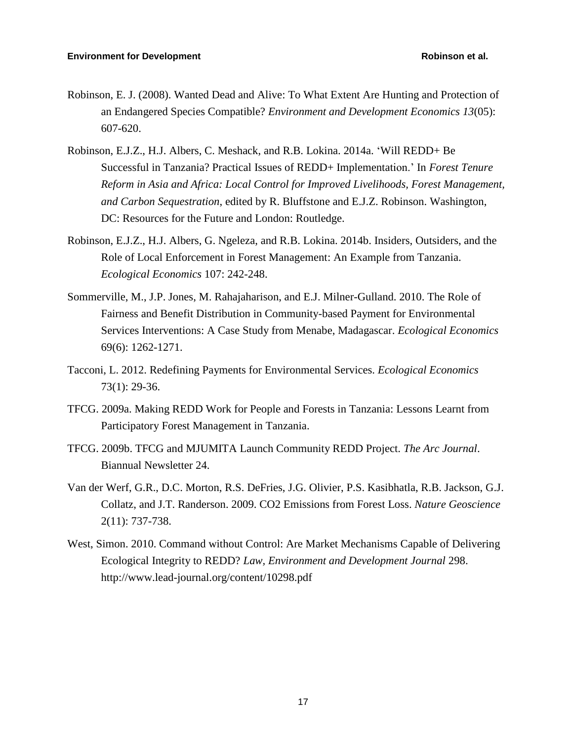Robinson, E. J. (2008). Wanted Dead and Alive: To What Extent Are Hunting and Protection of an Endangered Species Compatible? *Environment and Development Economics 13*(05): 607-620.

Robinson, E.J.Z., H.J. Albers, C. Meshack, and R.B. Lokina. 2014a. 'Will REDD+ Be Successful in Tanzania? Practical Issues of REDD+ Implementation.' In *Forest Tenure Reform in Asia and Africa: Local Control for Improved Livelihoods, Forest Management, and Carbon Sequestration*, edited by R. Bluffstone and E.J.Z. Robinson. Washington, DC: Resources for the Future and London: Routledge.

Robinson, E.J.Z., H.J. Albers, G. Ngeleza, and R.B. Lokina. 2014b. Insiders, Outsiders, and the Role of Local Enforcement in Forest Management: An Example from Tanzania. *Ecological Economics* 107: 242-248.

Sommerville, M., J.P. Jones, M. Rahajaharison, and E.J. Milner-Gulland. 2010. The Role of Fairness and Benefit Distribution in Community-based Payment for Environmental Services Interventions: A Case Study from Menabe, Madagascar. *Ecological Economics* 69(6): 1262-1271.

Tacconi, L. 2012. Redefining Payments for Environmental Services. *Ecological Economics* 73(1): 29-36.

TFCG. 2009a. Making REDD Work for People and Forests in Tanzania: Lessons Learnt from Participatory Forest Management in Tanzania.

TFCG. 2009b. TFCG and MJUMITA Launch Community REDD Project. *The Arc Journal*. Biannual Newsletter 24.

Van der Werf, G.R., D.C. Morton, R.S. DeFries, J.G. Olivier, P.S. Kasibhatla, R.B. Jackson, G.J. Collatz, and J.T. Randerson. 2009. CO2 Emissions from Forest Loss. *Nature Geoscience* 2(11): 737-738.

West, Simon. 2010. Command without Control: Are Market Mechanisms Capable of Delivering Ecological Integrity to REDD? *Law, Environment and Development Journal* 298. http://www.lead-journal.org/content/10298.pdf